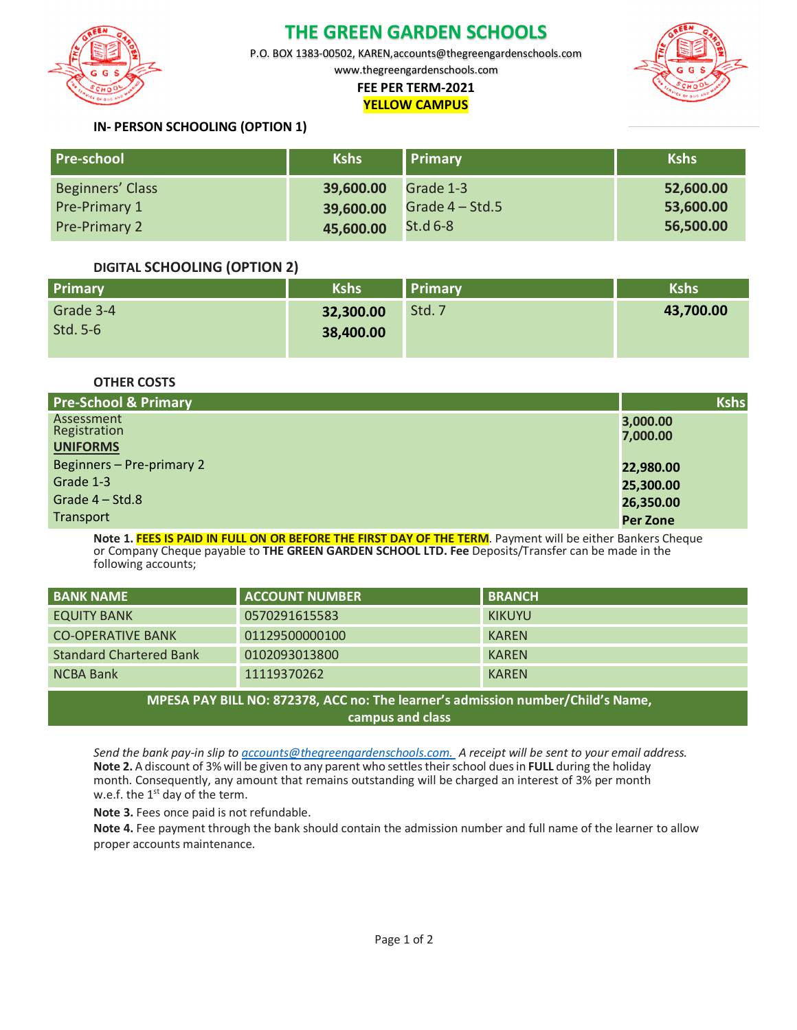# THE GREEN GARDEN SCHOOLS

P.O. BOX 1383-00502, KAREN,accounts@thegreengardenschools.com

www.thegreengardenschools.com

**FEE PER TERM-2021**

**YELLOW CAMPUS**

### IN- PERSON SCHOOLING (OPTION 1)

| Pre-school | Kshs | Primary | Kshs |
|---|---|---|---|
| Beginners' Class | 39,600.00 | Grade 1-3 | 52,600.00 |
| Pre-Primary 1 | 39,600.00 | Grade 4 – Std.5 | 53,600.00 |
| Pre-Primary 2 | 45,600.00 | St.d 6-8 | 56,500.00 |

### DIGITAL SCHOOLING (OPTION 2)

| Primary | Kshs | Primary | Kshs |
|---|---|---|---|
| Grade 3-4 | 32,300.00 | Std. 7 | 43,700.00 |
| Std. 5-6 | 38,400.00 | | |

### OTHER COSTS

| Pre-School & Primary | Kshs |
|---|---|
| Assessment | 3,000.00 |
| Registration | 7,000.00 |
| **UNIFORMS** | |
| Beginners – Pre-primary 2 | 22,980.00 |
| Grade 1-3 | 25,300.00 |
| Grade 4 – Std.8 | 26,350.00 |
| Transport | Per Zone |

**Note 1. FEES IS PAID IN FULL ON OR BEFORE THE FIRST DAY OF THE TERM**. Payment will be either Bankers Cheque or Company Cheque payable to **THE GREEN GARDEN SCHOOL LTD. Fee** Deposits/Transfer can be made in the following accounts;

| BANK NAME | ACCOUNT NUMBER | BRANCH |
|---|---|---|
| EQUITY BANK | 0570291615583 | KIKUYU |
| CO-OPERATIVE BANK | 01129500000100 | KAREN |
| Standard Chartered Bank | 0102093013800 | KAREN |
| NCBA Bank | 11119370262 | KAREN |

**MPESA PAY BILL NO: 872378, ACC no: The learner's admission number/Child's Name, campus and class**

*Send the bank pay-in slip to accounts@thegreengardenschools.com. A receipt will be sent to your email address.*

**Note 2.** A discount of 3% will be given to any parent who settles their school dues in **FULL** during the holiday month. Consequently, any amount that remains outstanding will be charged an interest of 3% per month w.e.f. the 1st day of the term.

**Note 3.** Fees once paid is not refundable.

**Note 4.** Fee payment through the bank should contain the admission number and full name of the learner to allow proper accounts maintenance.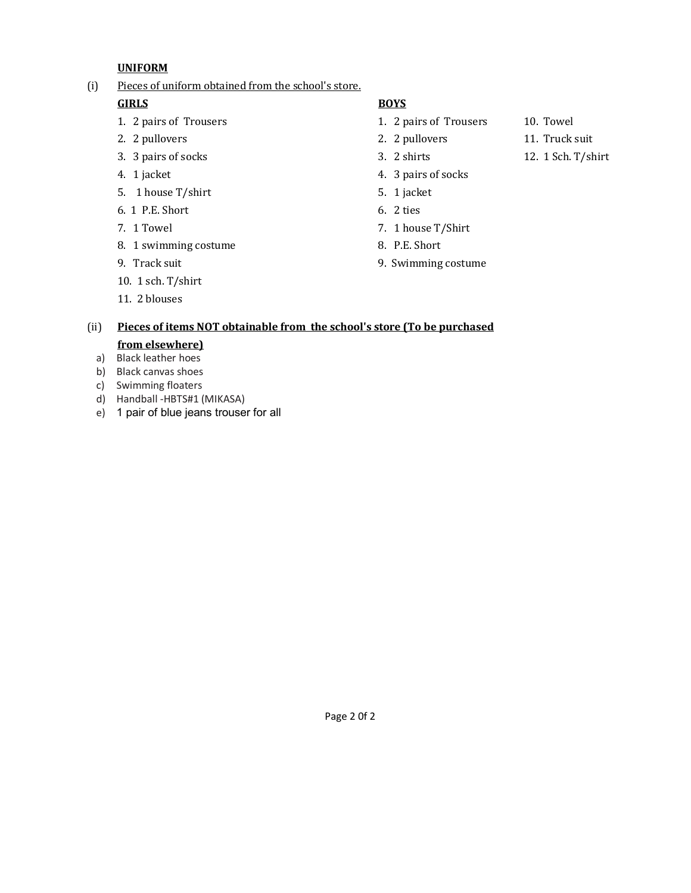**UNIFORM**

(i) Pieces of uniform obtained from the school's store.

**GIRLS**

1. 2 pairs of Trousers
2. 2 pullovers
3. 3 pairs of socks
4. 1 jacket
5. 1 house T/shirt
6. 1 P.E. Short
7. 1 Towel
8. 1 swimming costume
9. Track suit
10. 1 sch. T/shirt
11. 2 blouses

**BOYS**

1. 2 pairs of Trousers
2. 2 pullovers
3. 2 shirts
4. 3 pairs of socks
5. 1 jacket
6. 2 ties
7. 1 house T/Shirt
8. P.E. Short
9. Swimming costume
10. Towel
11. Truck suit
12. 1 Sch. T/shirt

(ii) **Pieces of items NOT obtainable from the school's store (To be purchased from elsewhere)**

a) Black leather hoes
b) Black canvas shoes
c) Swimming floaters
d) Handball -HBTS#1 (MIKASA)
e) 1 pair of blue jeans trouser for all